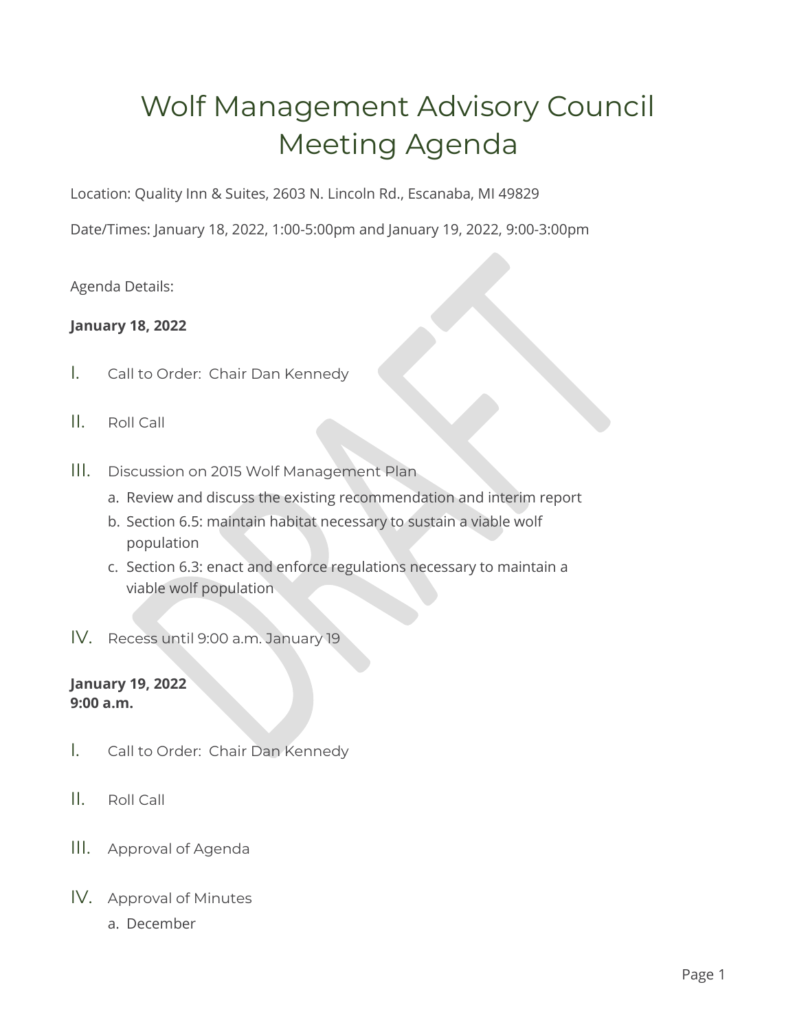# Wolf Management Advisory Council Meeting Agenda

Location: Quality Inn & Suites, 2603 N. Lincoln Rd., Escanaba, MI 49829

Date/Times: January 18, 2022, 1:00-5:00pm and January 19, 2022, 9:00-3:00pm

Agenda Details:

**January 18, 2022**

I. Call to Order: Chair Dan Kennedy

II. Roll Call

III. Discussion on 2015 Wolf Management Plan
   a. Review and discuss the existing recommendation and interim report
   b. Section 6.5: maintain habitat necessary to sustain a viable wolf population
   c. Section 6.3: enact and enforce regulations necessary to maintain a viable wolf population

IV. Recess until 9:00 a.m. January 19

**January 19, 2022**
**9:00 a.m.**

I. Call to Order: Chair Dan Kennedy

II. Roll Call

III. Approval of Agenda

IV. Approval of Minutes
   a. December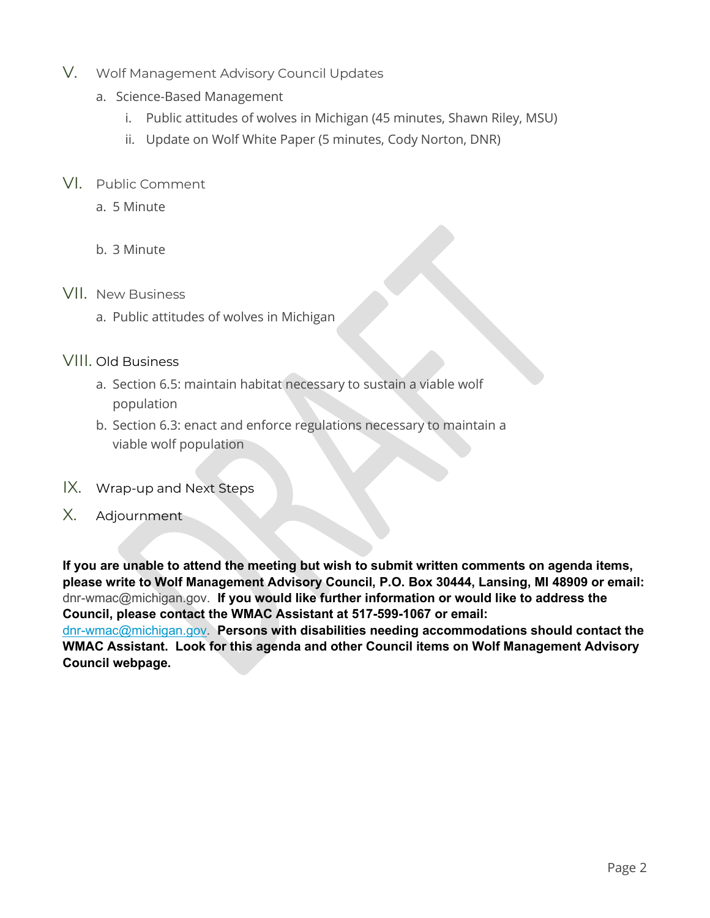V. Wolf Management Advisory Council Updates

   a. Science-Based Management

      i. Public attitudes of wolves in Michigan (45 minutes, Shawn Riley, MSU)

      ii. Update on Wolf White Paper (5 minutes, Cody Norton, DNR)

VI. Public Comment

   a. 5 Minute

   b. 3 Minute

VII. New Business

   a. Public attitudes of wolves in Michigan

VIII. Old Business

   a. Section 6.5: maintain habitat necessary to sustain a viable wolf population

   b. Section 6.3: enact and enforce regulations necessary to maintain a viable wolf population

IX. Wrap-up and Next Steps

X. Adjournment

**If you are unable to attend the meeting but wish to submit written comments on agenda items, please write to Wolf Management Advisory Council, P.O. Box 30444, Lansing, MI 48909 or email:** dnr-wmac@michigan.gov. **If you would like further information or would like to address the Council, please contact the WMAC Assistant at 517-599-1067 or email:** dnr-wmac@michigan.gov. **Persons with disabilities needing accommodations should contact the WMAC Assistant. Look for this agenda and other Council items on Wolf Management Advisory Council webpage.**